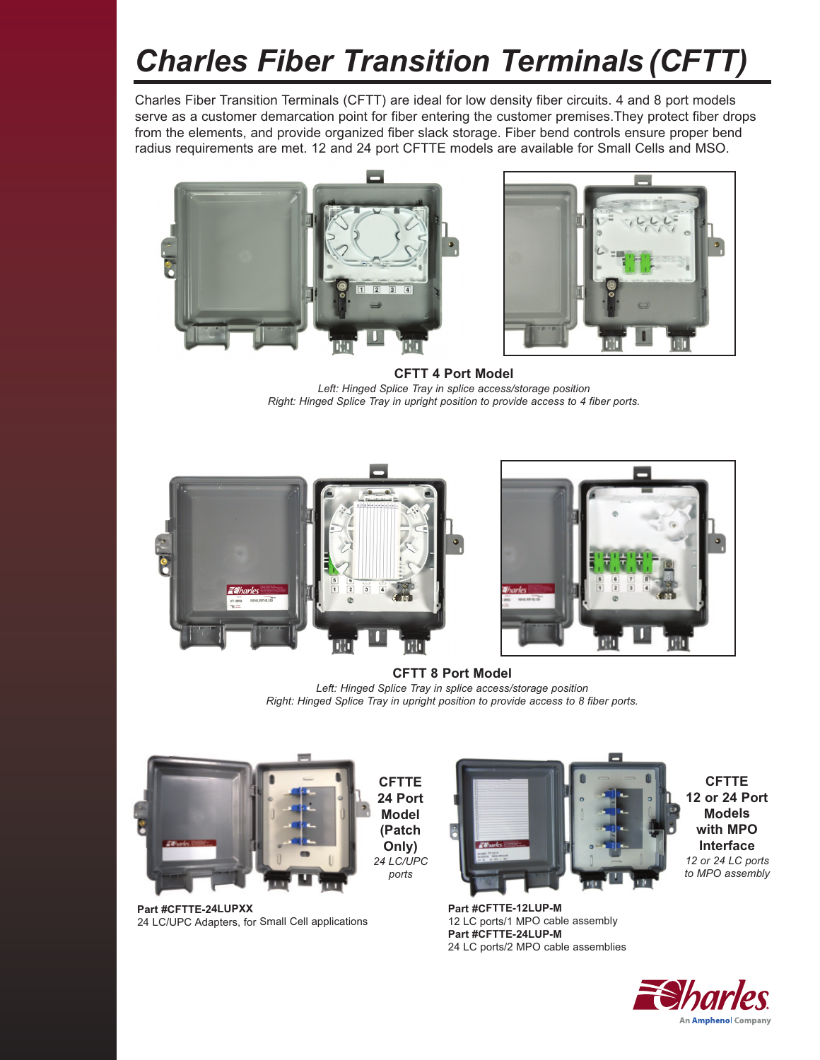# Charles Fiber Transition Terminals (CFTT)

Charles Fiber Transition Terminals (CFTT) are ideal for low density fiber circuits. 4 and 8 port models serve as a customer demarcation point for fiber entering the customer premises.They protect fiber drops from the elements, and provide organized fiber slack storage. Fiber bend controls ensure proper bend radius requirements are met. 12 and 24 port CFTTE models are available for Small Cells and MSO.

**CFTT 4 Port Model**

*Left: Hinged Splice Tray in splice access/storage position*
*Right: Hinged Splice Tray in upright position to provide access to 4 fiber ports.*

**CFTT 8 Port Model**

*Left: Hinged Splice Tray in splice access/storage position*
*Right: Hinged Splice Tray in upright position to provide access to 8 fiber ports.*

**CFTTE 24 Port Model (Patch Only)**
*24 LC/UPC ports*

**Part #CFTTE-24LUPXX**
24 LC/UPC Adapters, for Small Cell applications

**CFTTE 12 or 24 Port Models with MPO Interface**
*12 or 24 LC ports to MPO assembly*

**Part #CFTTE-12LUP-M**
12 LC ports/1 MPO cable assembly
**Part #CFTTE-24LUP-M**
24 LC ports/2 MPO cable assemblies

Charles
An Amphenol Company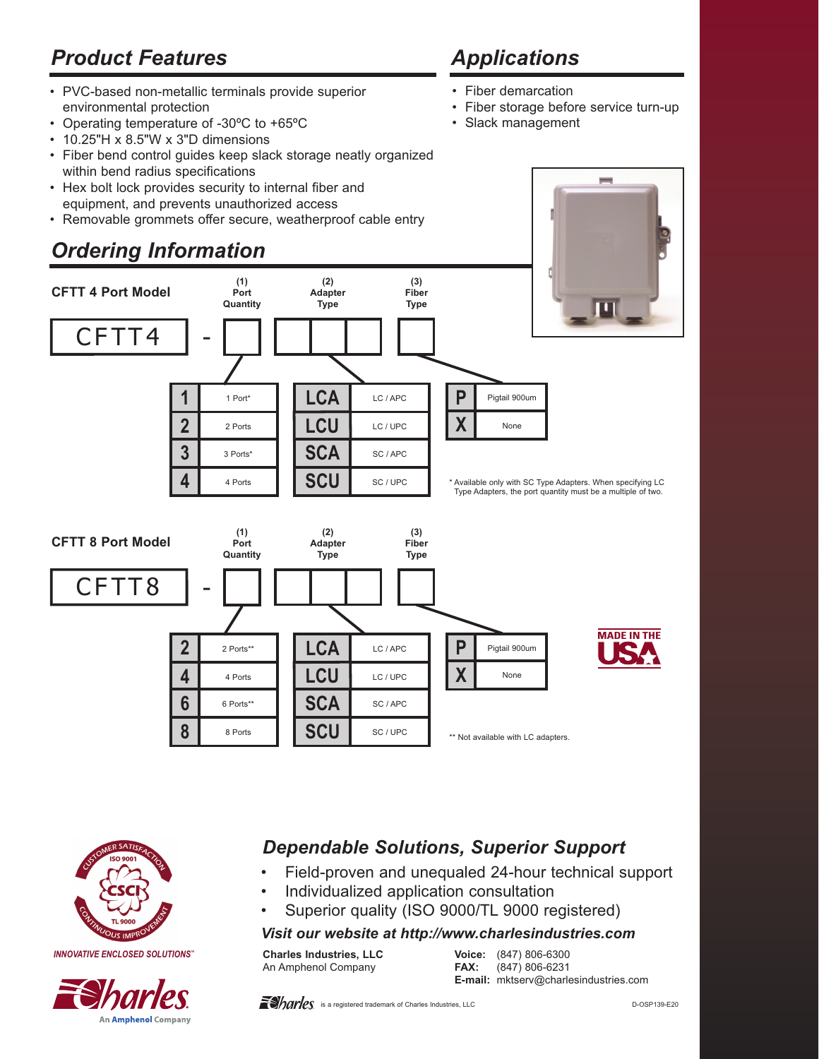## Product Features

- PVC-based non-metallic terminals provide superior environmental protection
- Operating temperature of -30ºC to +65ºC
- 10.25"H x 8.5"W x 3"D dimensions
- Fiber bend control guides keep slack storage neatly organized within bend radius specifications
- Hex bolt lock provides security to internal fiber and equipment, and prevents unauthorized access
- Removable grommets offer secure, weatherproof cable entry

## Applications

- Fiber demarcation
- Fiber storage before service turn-up
- Slack management

## Ordering Information

**CFTT 4 Port Model**

CFTT4 - [ (1) Port Quantity ] [ (2) Adapter Type ] [ (3) Fiber Type ]

| (1) Port Quantity | | (2) Adapter Type | | (3) Fiber Type | |
|---|---|---|---|---|---|
| 1 | 1 Port* | LCA | LC / APC | P | Pigtail 900um |
| 2 | 2 Ports | LCU | LC / UPC | X | None |
| 3 | 3 Ports* | SCA | SC / APC | | |
| 4 | 4 Ports | SCU | SC / UPC | | |

* Available only with SC Type Adapters. When specifying LC Type Adapters, the port quantity must be a multiple of two.

**CFTT 8 Port Model**

CFTT8 - [ (1) Port Quantity ] [ (2) Adapter Type ] [ (3) Fiber Type ]

| (1) Port Quantity | | (2) Adapter Type | | (3) Fiber Type | |
|---|---|---|---|---|---|
| 2 | 2 Ports** | LCA | LC / APC | P | Pigtail 900um |
| 4 | 4 Ports | LCU | LC / UPC | X | None |
| 6 | 6 Ports** | SCA | SC / APC | | |
| 8 | 8 Ports | SCU | SC / UPC | | |

** Not available with LC adapters.

MADE IN THE USA

INNOVATIVE ENCLOSED SOLUTIONS™

### *Dependable Solutions, Superior Support*

- Field-proven and unequaled 24-hour technical support
- Individualized application consultation
- Superior quality (ISO 9000/TL 9000 registered)

***Visit our website at http://www.charlesindustries.com***

**Charles Industries, LLC**
An Amphenol Company

**Voice:** (847) 806-6300
**FAX:** (847) 806-6231
**E-mail:** mktserv@charlesindustries.com

Charles is a registered trademark of Charles Industries, LLC

D-OSP139-E20